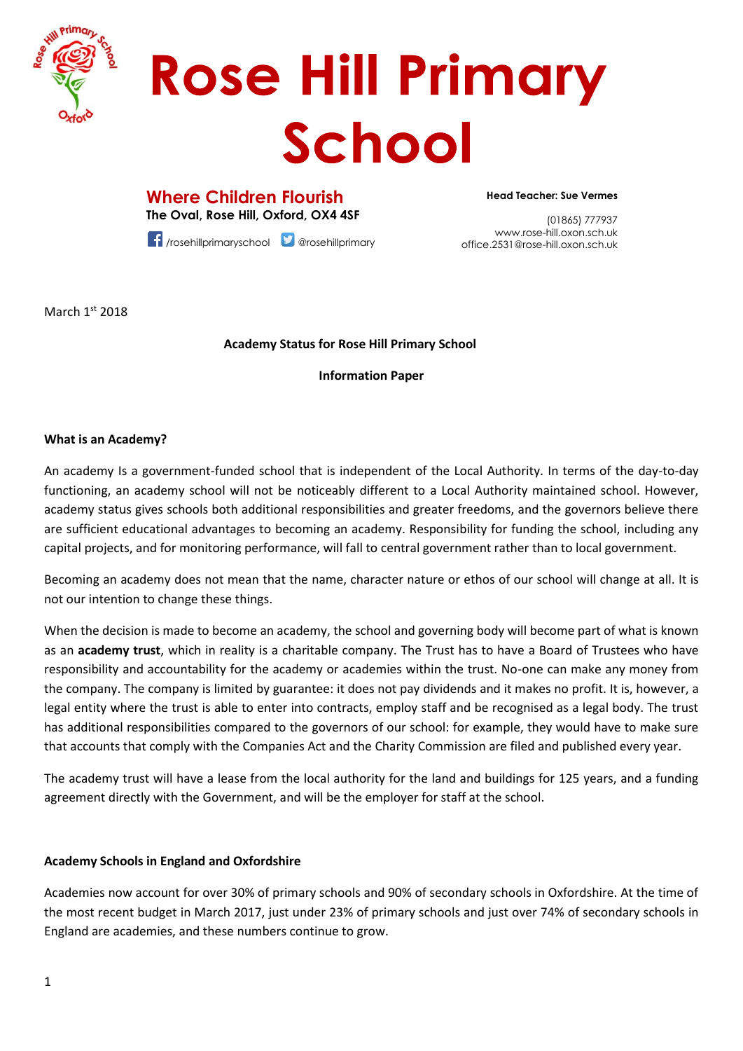# Rose Hill Primary School

**Where Children Flourish**
**The Oval, Rose Hill, Oxford, OX4 4SF**

/rosehillprimaryschool @rosehillprimary

**Head Teacher: Sue Vermes**

(01865) 777937
www.rose-hill.oxon.sch.uk
office.2531@rose-hill.oxon.sch.uk

March 1st 2018

**Academy Status for Rose Hill Primary School**

**Information Paper**

**What is an Academy?**

An academy Is a government-funded school that is independent of the Local Authority. In terms of the day-to-day functioning, an academy school will not be noticeably different to a Local Authority maintained school. However, academy status gives schools both additional responsibilities and greater freedoms, and the governors believe there are sufficient educational advantages to becoming an academy. Responsibility for funding the school, including any capital projects, and for monitoring performance, will fall to central government rather than to local government.

Becoming an academy does not mean that the name, character nature or ethos of our school will change at all. It is not our intention to change these things.

When the decision is made to become an academy, the school and governing body will become part of what is known as an **academy trust**, which in reality is a charitable company. The Trust has to have a Board of Trustees who have responsibility and accountability for the academy or academies within the trust. No-one can make any money from the company. The company is limited by guarantee: it does not pay dividends and it makes no profit. It is, however, a legal entity where the trust is able to enter into contracts, employ staff and be recognised as a legal body. The trust has additional responsibilities compared to the governors of our school: for example, they would have to make sure that accounts that comply with the Companies Act and the Charity Commission are filed and published every year.

The academy trust will have a lease from the local authority for the land and buildings for 125 years, and a funding agreement directly with the Government, and will be the employer for staff at the school.

**Academy Schools in England and Oxfordshire**

Academies now account for over 30% of primary schools and 90% of secondary schools in Oxfordshire. At the time of the most recent budget in March 2017, just under 23% of primary schools and just over 74% of secondary schools in England are academies, and these numbers continue to grow.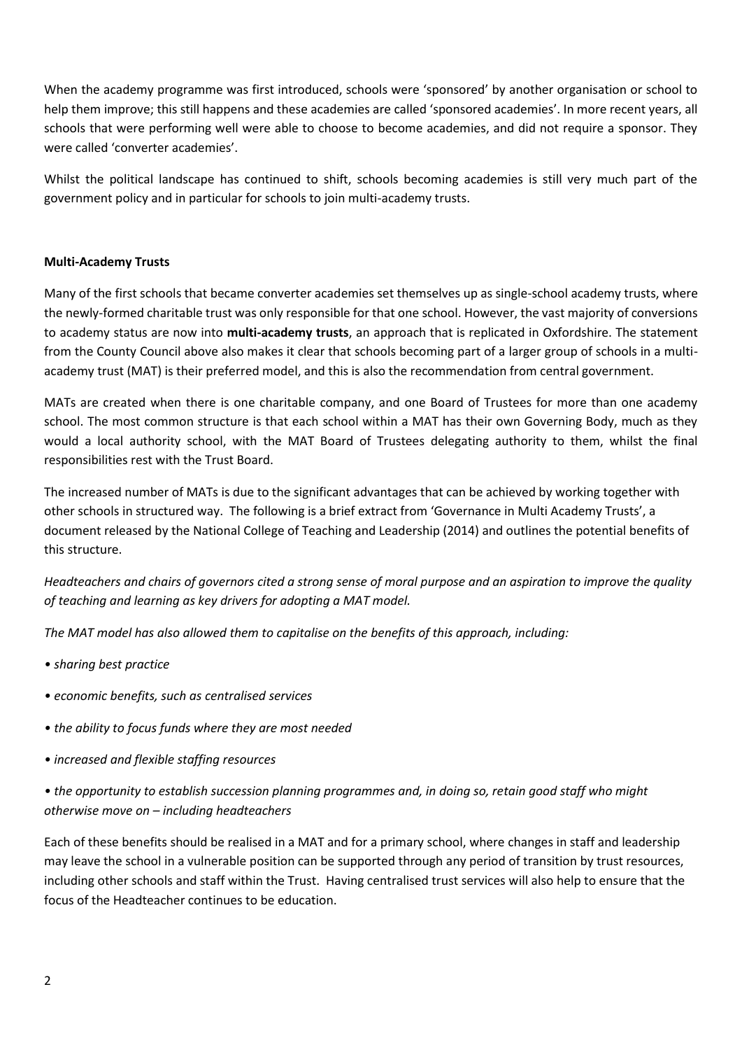When the academy programme was first introduced, schools were 'sponsored' by another organisation or school to help them improve; this still happens and these academies are called 'sponsored academies'. In more recent years, all schools that were performing well were able to choose to become academies, and did not require a sponsor. They were called 'converter academies'.

Whilst the political landscape has continued to shift, schools becoming academies is still very much part of the government policy and in particular for schools to join multi-academy trusts.

**Multi-Academy Trusts**

Many of the first schools that became converter academies set themselves up as single-school academy trusts, where the newly-formed charitable trust was only responsible for that one school. However, the vast majority of conversions to academy status are now into **multi-academy trusts**, an approach that is replicated in Oxfordshire. The statement from the County Council above also makes it clear that schools becoming part of a larger group of schools in a multi-academy trust (MAT) is their preferred model, and this is also the recommendation from central government.

MATs are created when there is one charitable company, and one Board of Trustees for more than one academy school. The most common structure is that each school within a MAT has their own Governing Body, much as they would a local authority school, with the MAT Board of Trustees delegating authority to them, whilst the final responsibilities rest with the Trust Board.

The increased number of MATs is due to the significant advantages that can be achieved by working together with other schools in structured way. The following is a brief extract from 'Governance in Multi Academy Trusts', a document released by the National College of Teaching and Leadership (2014) and outlines the potential benefits of this structure.

*Headteachers and chairs of governors cited a strong sense of moral purpose and an aspiration to improve the quality of teaching and learning as key drivers for adopting a MAT model.*

*The MAT model has also allowed them to capitalise on the benefits of this approach, including:*

- *sharing best practice*
- *economic benefits, such as centralised services*
- *the ability to focus funds where they are most needed*
- *increased and flexible staffing resources*
- *the opportunity to establish succession planning programmes and, in doing so, retain good staff who might otherwise move on – including headteachers*

Each of these benefits should be realised in a MAT and for a primary school, where changes in staff and leadership may leave the school in a vulnerable position can be supported through any period of transition by trust resources, including other schools and staff within the Trust. Having centralised trust services will also help to ensure that the focus of the Headteacher continues to be education.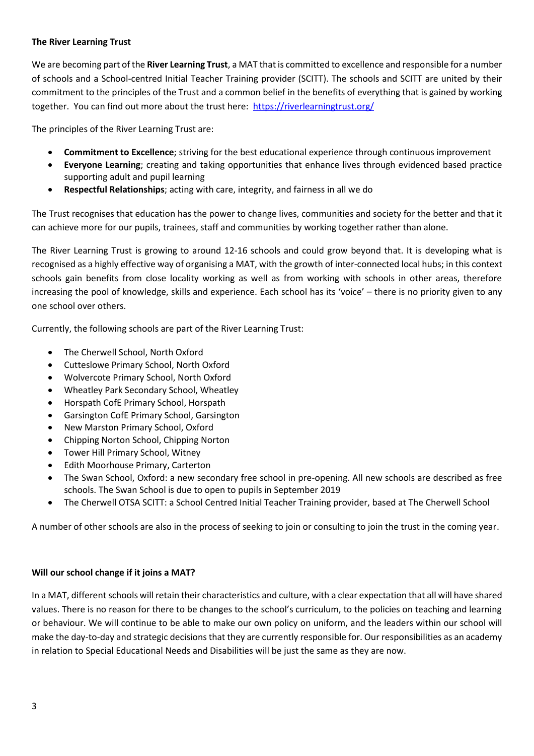**The River Learning Trust**

We are becoming part of the **River Learning Trust**, a MAT that is committed to excellence and responsible for a number of schools and a School-centred Initial Teacher Training provider (SCITT). The schools and SCITT are united by their commitment to the principles of the Trust and a common belief in the benefits of everything that is gained by working together. You can find out more about the trust here: https://riverlearningtrust.org/

The principles of the River Learning Trust are:

- **Commitment to Excellence**; striving for the best educational experience through continuous improvement
- **Everyone Learning**; creating and taking opportunities that enhance lives through evidenced based practice supporting adult and pupil learning
- **Respectful Relationships**; acting with care, integrity, and fairness in all we do

The Trust recognises that education has the power to change lives, communities and society for the better and that it can achieve more for our pupils, trainees, staff and communities by working together rather than alone.

The River Learning Trust is growing to around 12-16 schools and could grow beyond that. It is developing what is recognised as a highly effective way of organising a MAT, with the growth of inter-connected local hubs; in this context schools gain benefits from close locality working as well as from working with schools in other areas, therefore increasing the pool of knowledge, skills and experience. Each school has its 'voice' – there is no priority given to any one school over others.

Currently, the following schools are part of the River Learning Trust:

- The Cherwell School, North Oxford
- Cutteslowe Primary School, North Oxford
- Wolvercote Primary School, North Oxford
- Wheatley Park Secondary School, Wheatley
- Horspath CofE Primary School, Horspath
- Garsington CofE Primary School, Garsington
- New Marston Primary School, Oxford
- Chipping Norton School, Chipping Norton
- Tower Hill Primary School, Witney
- Edith Moorhouse Primary, Carterton
- The Swan School, Oxford: a new secondary free school in pre-opening. All new schools are described as free schools. The Swan School is due to open to pupils in September 2019
- The Cherwell OTSA SCITT: a School Centred Initial Teacher Training provider, based at The Cherwell School

A number of other schools are also in the process of seeking to join or consulting to join the trust in the coming year.

**Will our school change if it joins a MAT?**

In a MAT, different schools will retain their characteristics and culture, with a clear expectation that all will have shared values. There is no reason for there to be changes to the school's curriculum, to the policies on teaching and learning or behaviour. We will continue to be able to make our own policy on uniform, and the leaders within our school will make the day-to-day and strategic decisions that they are currently responsible for. Our responsibilities as an academy in relation to Special Educational Needs and Disabilities will be just the same as they are now.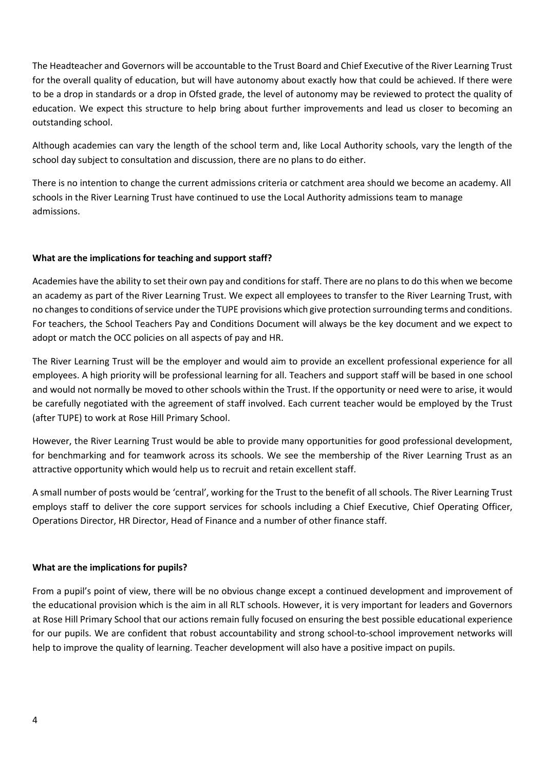The Headteacher and Governors will be accountable to the Trust Board and Chief Executive of the River Learning Trust for the overall quality of education, but will have autonomy about exactly how that could be achieved. If there were to be a drop in standards or a drop in Ofsted grade, the level of autonomy may be reviewed to protect the quality of education. We expect this structure to help bring about further improvements and lead us closer to becoming an outstanding school.

Although academies can vary the length of the school term and, like Local Authority schools, vary the length of the school day subject to consultation and discussion, there are no plans to do either.

There is no intention to change the current admissions criteria or catchment area should we become an academy. All schools in the River Learning Trust have continued to use the Local Authority admissions team to manage admissions.

**What are the implications for teaching and support staff?**

Academies have the ability to set their own pay and conditions for staff. There are no plans to do this when we become an academy as part of the River Learning Trust. We expect all employees to transfer to the River Learning Trust, with no changes to conditions of service under the TUPE provisions which give protection surrounding terms and conditions. For teachers, the School Teachers Pay and Conditions Document will always be the key document and we expect to adopt or match the OCC policies on all aspects of pay and HR.

The River Learning Trust will be the employer and would aim to provide an excellent professional experience for all employees. A high priority will be professional learning for all. Teachers and support staff will be based in one school and would not normally be moved to other schools within the Trust. If the opportunity or need were to arise, it would be carefully negotiated with the agreement of staff involved. Each current teacher would be employed by the Trust (after TUPE) to work at Rose Hill Primary School.

However, the River Learning Trust would be able to provide many opportunities for good professional development, for benchmarking and for teamwork across its schools. We see the membership of the River Learning Trust as an attractive opportunity which would help us to recruit and retain excellent staff.

A small number of posts would be 'central', working for the Trust to the benefit of all schools. The River Learning Trust employs staff to deliver the core support services for schools including a Chief Executive, Chief Operating Officer, Operations Director, HR Director, Head of Finance and a number of other finance staff.

**What are the implications for pupils?**

From a pupil's point of view, there will be no obvious change except a continued development and improvement of the educational provision which is the aim in all RLT schools. However, it is very important for leaders and Governors at Rose Hill Primary School that our actions remain fully focused on ensuring the best possible educational experience for our pupils. We are confident that robust accountability and strong school-to-school improvement networks will help to improve the quality of learning. Teacher development will also have a positive impact on pupils.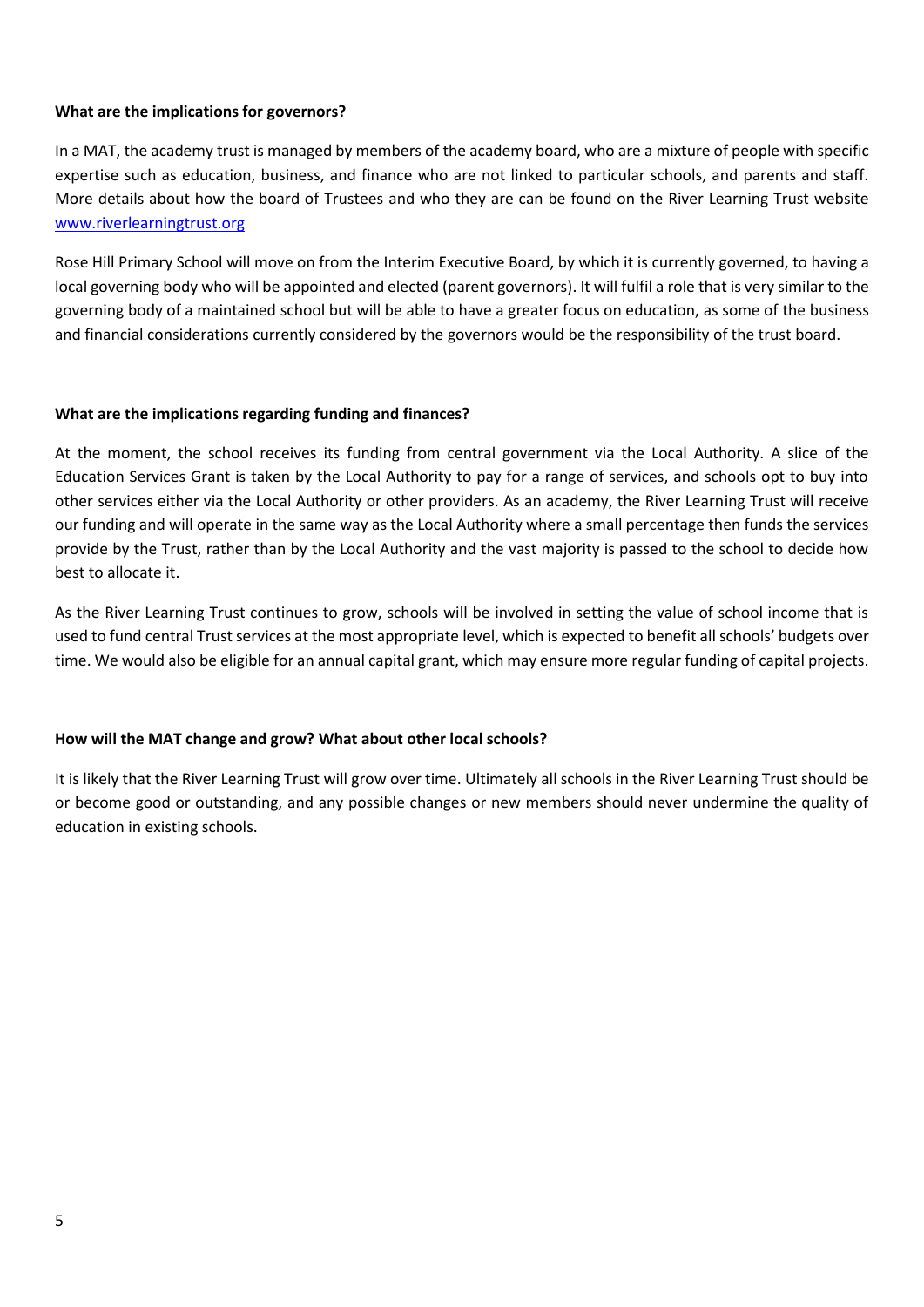**What are the implications for governors?**

In a MAT, the academy trust is managed by members of the academy board, who are a mixture of people with specific expertise such as education, business, and finance who are not linked to particular schools, and parents and staff. More details about how the board of Trustees and who they are can be found on the River Learning Trust website [www.riverlearningtrust.org](www.riverlearningtrust.org)

Rose Hill Primary School will move on from the Interim Executive Board, by which it is currently governed, to having a local governing body who will be appointed and elected (parent governors). It will fulfil a role that is very similar to the governing body of a maintained school but will be able to have a greater focus on education, as some of the business and financial considerations currently considered by the governors would be the responsibility of the trust board.

**What are the implications regarding funding and finances?**

At the moment, the school receives its funding from central government via the Local Authority. A slice of the Education Services Grant is taken by the Local Authority to pay for a range of services, and schools opt to buy into other services either via the Local Authority or other providers. As an academy, the River Learning Trust will receive our funding and will operate in the same way as the Local Authority where a small percentage then funds the services provide by the Trust, rather than by the Local Authority and the vast majority is passed to the school to decide how best to allocate it.

As the River Learning Trust continues to grow, schools will be involved in setting the value of school income that is used to fund central Trust services at the most appropriate level, which is expected to benefit all schools' budgets over time. We would also be eligible for an annual capital grant, which may ensure more regular funding of capital projects.

**How will the MAT change and grow? What about other local schools?**

It is likely that the River Learning Trust will grow over time. Ultimately all schools in the River Learning Trust should be or become good or outstanding, and any possible changes or new members should never undermine the quality of education in existing schools.